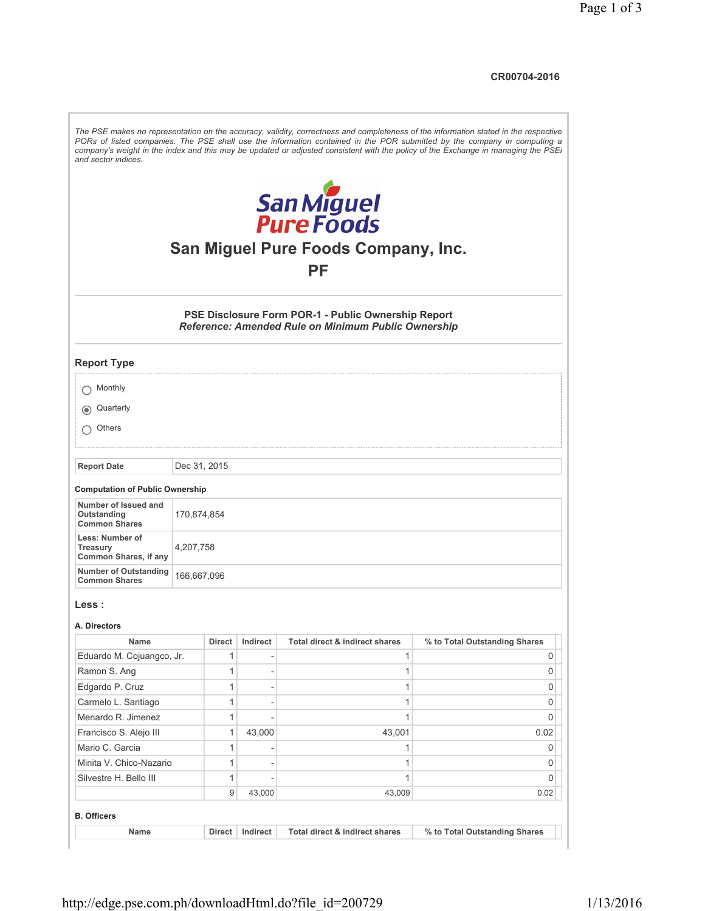CR00704-2016

*The PSE makes no representation on the accuracy, validity, correctness and completeness of the information stated in the respective PORs of listed companies. The PSE shall use the information contained in the POR submitted by the company in computing a company's weight in the index and this may be updated or adjusted consistent with the policy of the Exchange in managing the PSEi and sector indices.*

# San Miguel Pure Foods Company, Inc.

## PF

### PSE Disclosure Form POR-1 - Public Ownership Report

***Reference: Amended Rule on Minimum Public Ownership***

### Report Type

- ○ Monthly
- ◉ Quarterly
- ○ Others

| Report Date | Dec 31, 2015 |
|---|---|

**Computation of Public Ownership**

| | |
|---|---|
| Number of Issued and Outstanding Common Shares | 170,874,854 |
| Less: Number of Treasury Common Shares, if any | 4,207,758 |
| Number of Outstanding Common Shares | 166,667,096 |

### Less :

**A. Directors**

| Name | Direct | Indirect | Total direct & indirect shares | % to Total Outstanding Shares |
|---|---|---|---|---|
| Eduardo M. Cojuangco, Jr. | 1 | - | 1 | 0 |
| Ramon S. Ang | 1 | - | 1 | 0 |
| Edgardo P. Cruz | 1 | - | 1 | 0 |
| Carmelo L. Santiago | 1 | - | 1 | 0 |
| Menardo R. Jimenez | 1 | - | 1 | 0 |
| Francisco S. Alejo III | 1 | 43,000 | 43,001 | 0.02 |
| Mario C. Garcia | 1 | - | 1 | 0 |
| Minita V. Chico-Nazario | 1 | - | 1 | 0 |
| Silvestre H. Bello III | 1 | - | 1 | 0 |
| | 9 | 43,000 | 43,009 | 0.02 |

**B. Officers**

| Name | Direct | Indirect | Total direct & indirect shares | % to Total Outstanding Shares |
|---|---|---|---|---|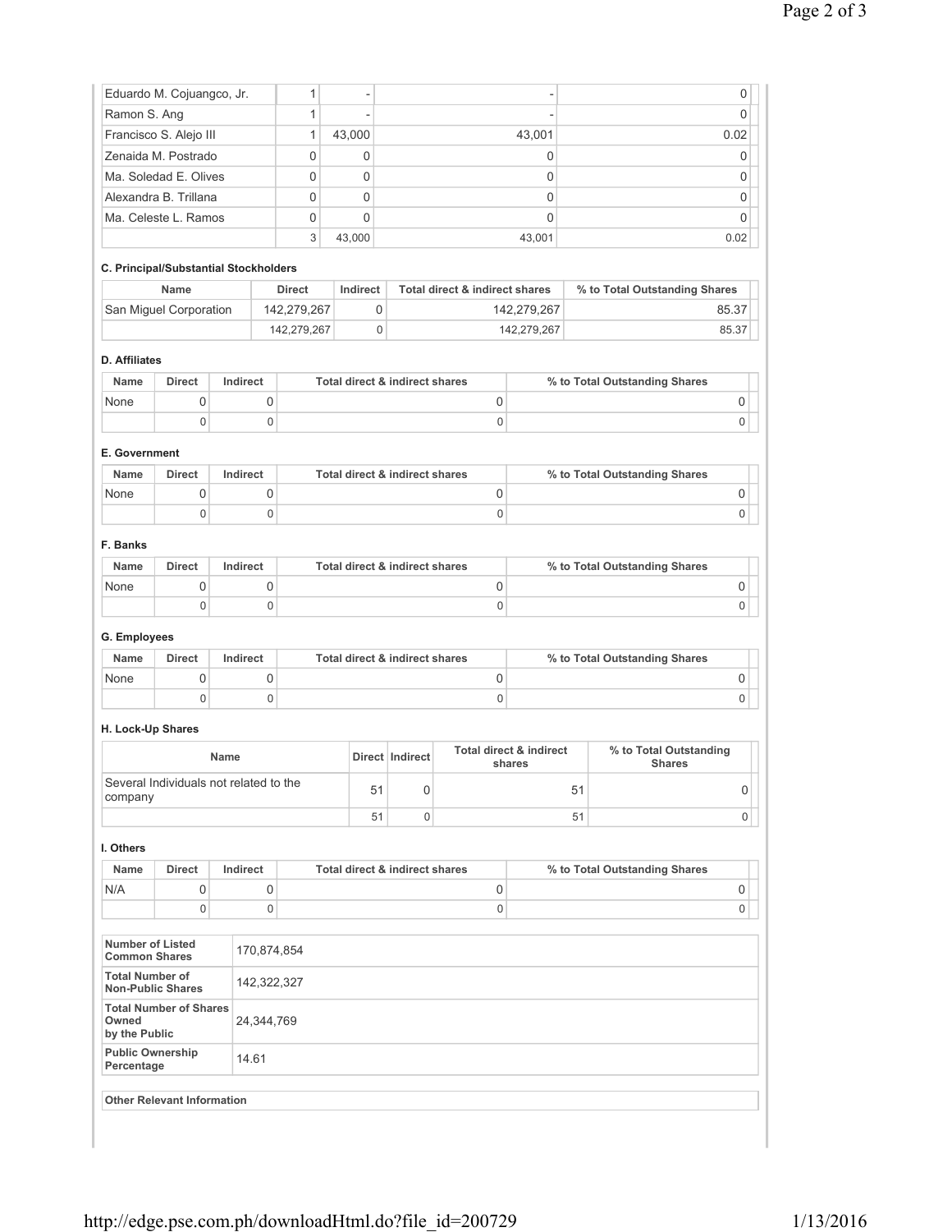| | | | | |
|---|---|---|---|---|
| Eduardo M. Cojuangco, Jr. | 1 | - | - | 0 |
| Ramon S. Ang | 1 | - | - | 0 |
| Francisco S. Alejo III | 1 | 43,000 | 43,001 | 0.02 |
| Zenaida M. Postrado | 0 | 0 | 0 | 0 |
| Ma. Soledad E. Olives | 0 | 0 | 0 | 0 |
| Alexandra B. Trillana | 0 | 0 | 0 | 0 |
| Ma. Celeste L. Ramos | 0 | 0 | 0 | 0 |
| | 3 | 43,000 | 43,001 | 0.02 |

**C. Principal/Substantial Stockholders**

| Name | Direct | Indirect | Total direct & indirect shares | % to Total Outstanding Shares |
|---|---|---|---|---|
| San Miguel Corporation | 142,279,267 | 0 | 142,279,267 | 85.37 |
| | 142,279,267 | 0 | 142,279,267 | 85.37 |

**D. Affiliates**

| Name | Direct | Indirect | Total direct & indirect shares | % to Total Outstanding Shares |
|---|---|---|---|---|
| None | 0 | 0 | 0 | 0 |
| | 0 | 0 | 0 | 0 |

**E. Government**

| Name | Direct | Indirect | Total direct & indirect shares | % to Total Outstanding Shares |
|---|---|---|---|---|
| None | 0 | 0 | 0 | 0 |
| | 0 | 0 | 0 | 0 |

**F. Banks**

| Name | Direct | Indirect | Total direct & indirect shares | % to Total Outstanding Shares |
|---|---|---|---|---|
| None | 0 | 0 | 0 | 0 |
| | 0 | 0 | 0 | 0 |

**G. Employees**

| Name | Direct | Indirect | Total direct & indirect shares | % to Total Outstanding Shares |
|---|---|---|---|---|
| None | 0 | 0 | 0 | 0 |
| | 0 | 0 | 0 | 0 |

**H. Lock-Up Shares**

| Name | Direct | Indirect | Total direct & indirect shares | % to Total Outstanding Shares |
|---|---|---|---|---|
| Several Individuals not related to the company | 51 | 0 | 51 | 0 |
| | 51 | 0 | 51 | 0 |

**I. Others**

| Name | Direct | Indirect | Total direct & indirect shares | % to Total Outstanding Shares |
|---|---|---|---|---|
| N/A | 0 | 0 | 0 | 0 |
| | 0 | 0 | 0 | 0 |

| | |
|---|---|
| **Number of Listed Common Shares** | 170,874,854 |
| **Total Number of Non-Public Shares** | 142,322,327 |
| **Total Number of Shares Owned by the Public** | 24,344,769 |
| **Public Ownership Percentage** | 14.61 |

**Other Relevant Information**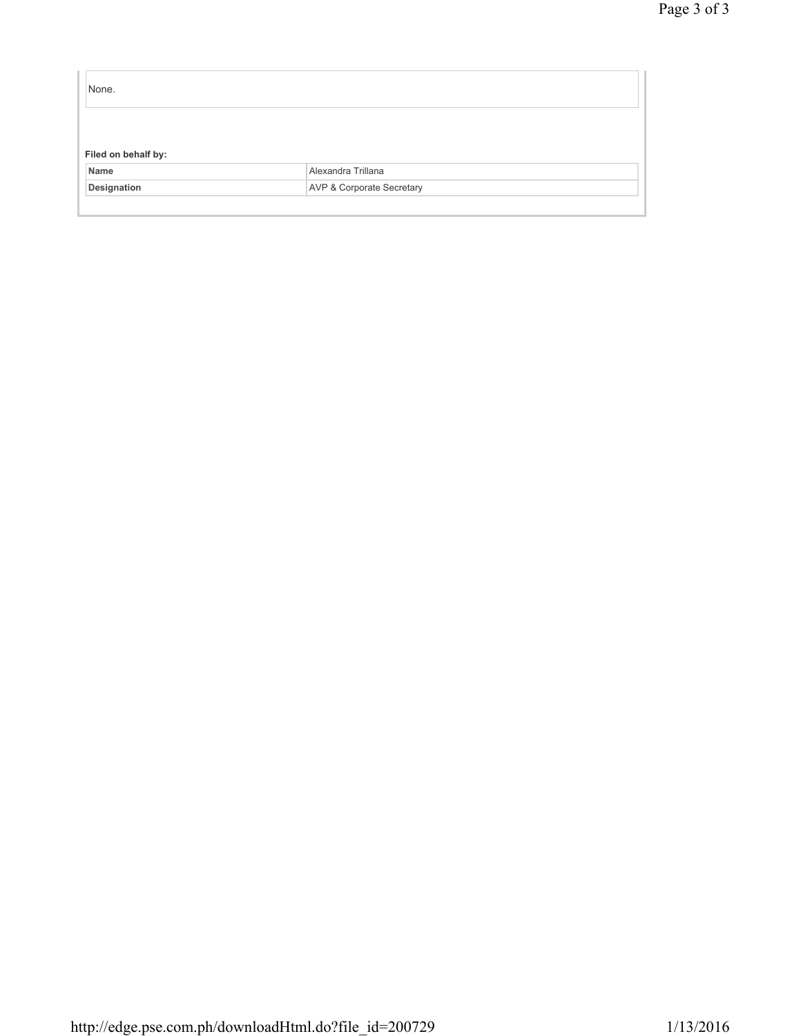None.

**Filed on behalf by:**

| | |
|---|---|
| **Name** | Alexandra Trillana |
| **Designation** | AVP & Corporate Secretary |